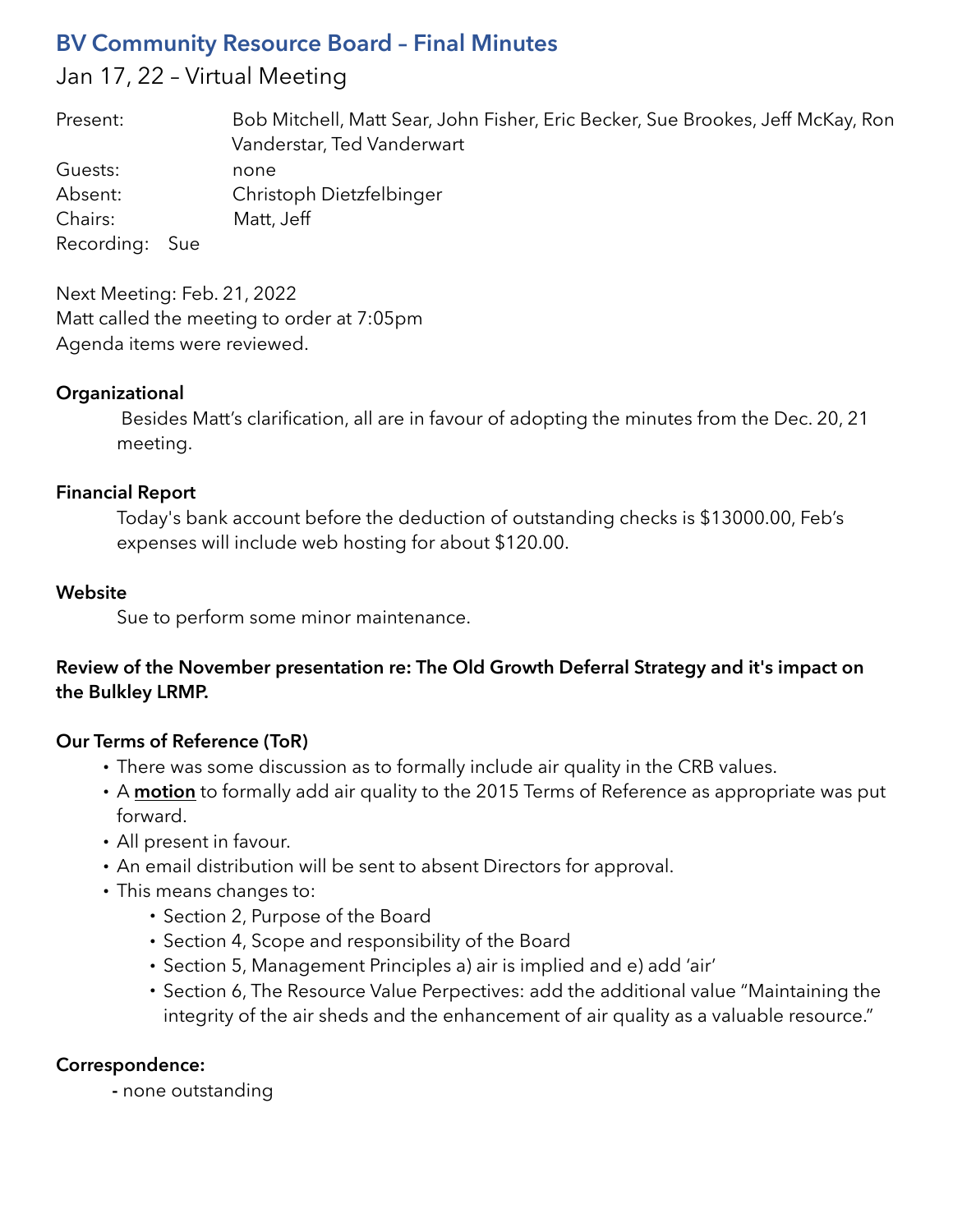# BV Community Resource Board – Final Minutes

Jan 17, 22 – Virtual Meeting

| | |
|---|---|
| Present: | Bob Mitchell, Matt Sear, John Fisher, Eric Becker, Sue Brookes, Jeff McKay, Ron Vanderstar, Ted Vanderwart |
| Guests: | none |
| Absent: | Christoph Dietzfelbinger |
| Chairs: | Matt, Jeff |
| Recording: | Sue |

Next Meeting: Feb. 21, 2022
Matt called the meeting to order at 7:05pm
Agenda items were reviewed.

**Organizational**

Besides Matt's clarification, all are in favour of adopting the minutes from the Dec. 20, 21 meeting.

**Financial Report**

Today's bank account before the deduction of outstanding checks is $13000.00, Feb's expenses will include web hosting for about $120.00.

**Website**

Sue to perform some minor maintenance.

**Review of the November presentation re: The Old Growth Deferral Strategy and it's impact on the Bulkley LRMP.**

**Our Terms of Reference (ToR)**

- There was some discussion as to formally include air quality in the CRB values.
- A **motion** to formally add air quality to the 2015 Terms of Reference as appropriate was put forward.
- All present in favour.
- An email distribution will be sent to absent Directors for approval.
- This means changes to:
  - Section 2, Purpose of the Board
  - Section 4, Scope and responsibility of the Board
  - Section 5, Management Principles a) air is implied and e) add 'air'
  - Section 6, The Resource Value Perpectives: add the additional value "Maintaining the integrity of the air sheds and the enhancement of air quality as a valuable resource."

**Correspondence:**

- none outstanding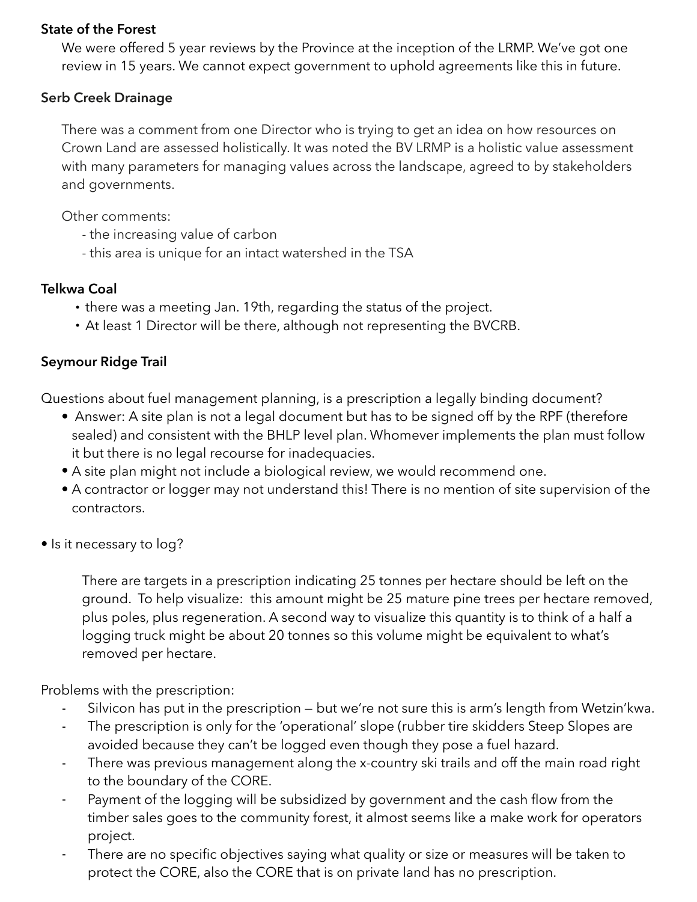**State of the Forest**

We were offered 5 year reviews by the Province at the inception of the LRMP. We've got one review in 15 years. We cannot expect government to uphold agreements like this in future.

**Serb Creek Drainage**

There was a comment from one Director who is trying to get an idea on how resources on Crown Land are assessed holistically. It was noted the BV LRMP is a holistic value assessment with many parameters for managing values across the landscape, agreed to by stakeholders and governments.

Other comments:

- the increasing value of carbon
- this area is unique for an intact watershed in the TSA

**Telkwa Coal**

- there was a meeting Jan. 19th, regarding the status of the project.
- At least 1 Director will be there, although not representing the BVCRB.

**Seymour Ridge Trail**

Questions about fuel management planning, is a prescription a legally binding document?

- Answer: A site plan is not a legal document but has to be signed off by the RPF (therefore sealed) and consistent with the BHLP level plan. Whomever implements the plan must follow it but there is no legal recourse for inadequacies.
- A site plan might not include a biological review, we would recommend one.
- A contractor or logger may not understand this! There is no mention of site supervision of the contractors.

- Is it necessary to log?

  There are targets in a prescription indicating 25 tonnes per hectare should be left on the ground. To help visualize: this amount might be 25 mature pine trees per hectare removed, plus poles, plus regeneration. A second way to visualize this quantity is to think of a half a logging truck might be about 20 tonnes so this volume might be equivalent to what's removed per hectare.

Problems with the prescription:

- Silvicon has put in the prescription — but we're not sure this is arm's length from Wetzin'kwa.
- The prescription is only for the 'operational' slope (rubber tire skidders Steep Slopes are avoided because they can't be logged even though they pose a fuel hazard.
- There was previous management along the x-country ski trails and off the main road right to the boundary of the CORE.
- Payment of the logging will be subsidized by government and the cash flow from the timber sales goes to the community forest, it almost seems like a make work for operators project.
- There are no specific objectives saying what quality or size or measures will be taken to protect the CORE, also the CORE that is on private land has no prescription.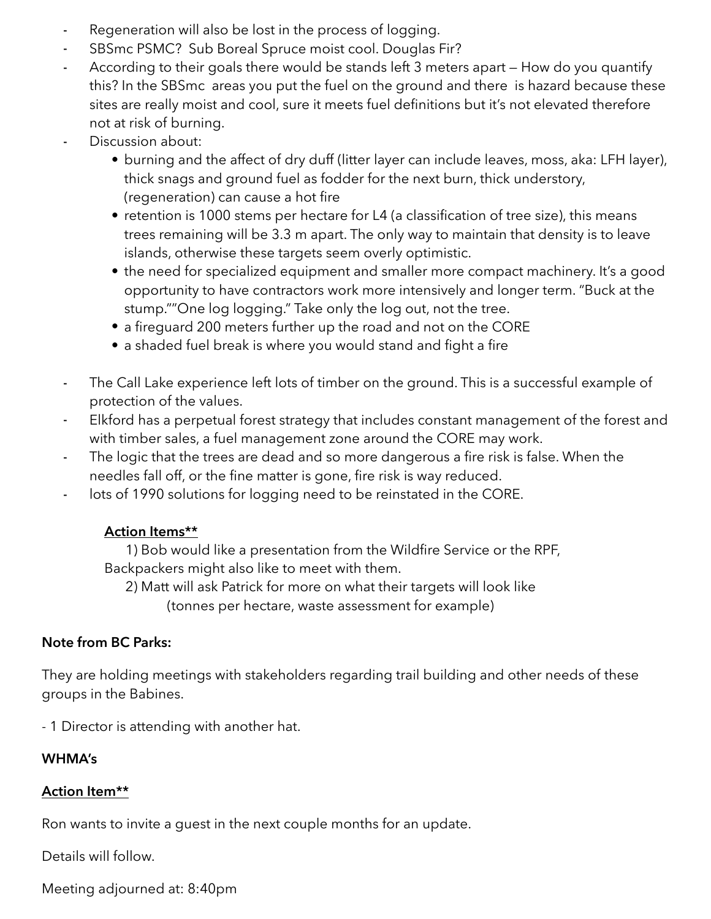- Regeneration will also be lost in the process of logging.
- SBSmc PSMC? Sub Boreal Spruce moist cool. Douglas Fir?
- According to their goals there would be stands left 3 meters apart — How do you quantify this? In the SBSmc areas you put the fuel on the ground and there is hazard because these sites are really moist and cool, sure it meets fuel definitions but it's not elevated therefore not at risk of burning.
- Discussion about:
  - burning and the affect of dry duff (litter layer can include leaves, moss, aka: LFH layer), thick snags and ground fuel as fodder for the next burn, thick understory, (regeneration) can cause a hot fire
  - retention is 1000 stems per hectare for L4 (a classification of tree size), this means trees remaining will be 3.3 m apart. The only way to maintain that density is to leave islands, otherwise these targets seem overly optimistic.
  - the need for specialized equipment and smaller more compact machinery. It's a good opportunity to have contractors work more intensively and longer term. "Buck at the stump.""One log logging." Take only the log out, not the tree.
  - a fireguard 200 meters further up the road and not on the CORE
  - a shaded fuel break is where you would stand and fight a fire
- The Call Lake experience left lots of timber on the ground. This is a successful example of protection of the values.
- Elkford has a perpetual forest strategy that includes constant management of the forest and with timber sales, a fuel management zone around the CORE may work.
- The logic that the trees are dead and so more dangerous a fire risk is false. When the needles fall off, or the fine matter is gone, fire risk is way reduced.
- lots of 1990 solutions for logging need to be reinstated in the CORE.

**Action Items****

1) Bob would like a presentation from the Wildfire Service or the RPF, Backpackers might also like to meet with them.
2) Matt will ask Patrick for more on what their targets will look like (tonnes per hectare, waste assessment for example)

**Note from BC Parks:**

They are holding meetings with stakeholders regarding trail building and other needs of these groups in the Babines.

- 1 Director is attending with another hat.

**WHMA's**

**Action Item****

Ron wants to invite a guest in the next couple months for an update.

Details will follow.

Meeting adjourned at: 8:40pm